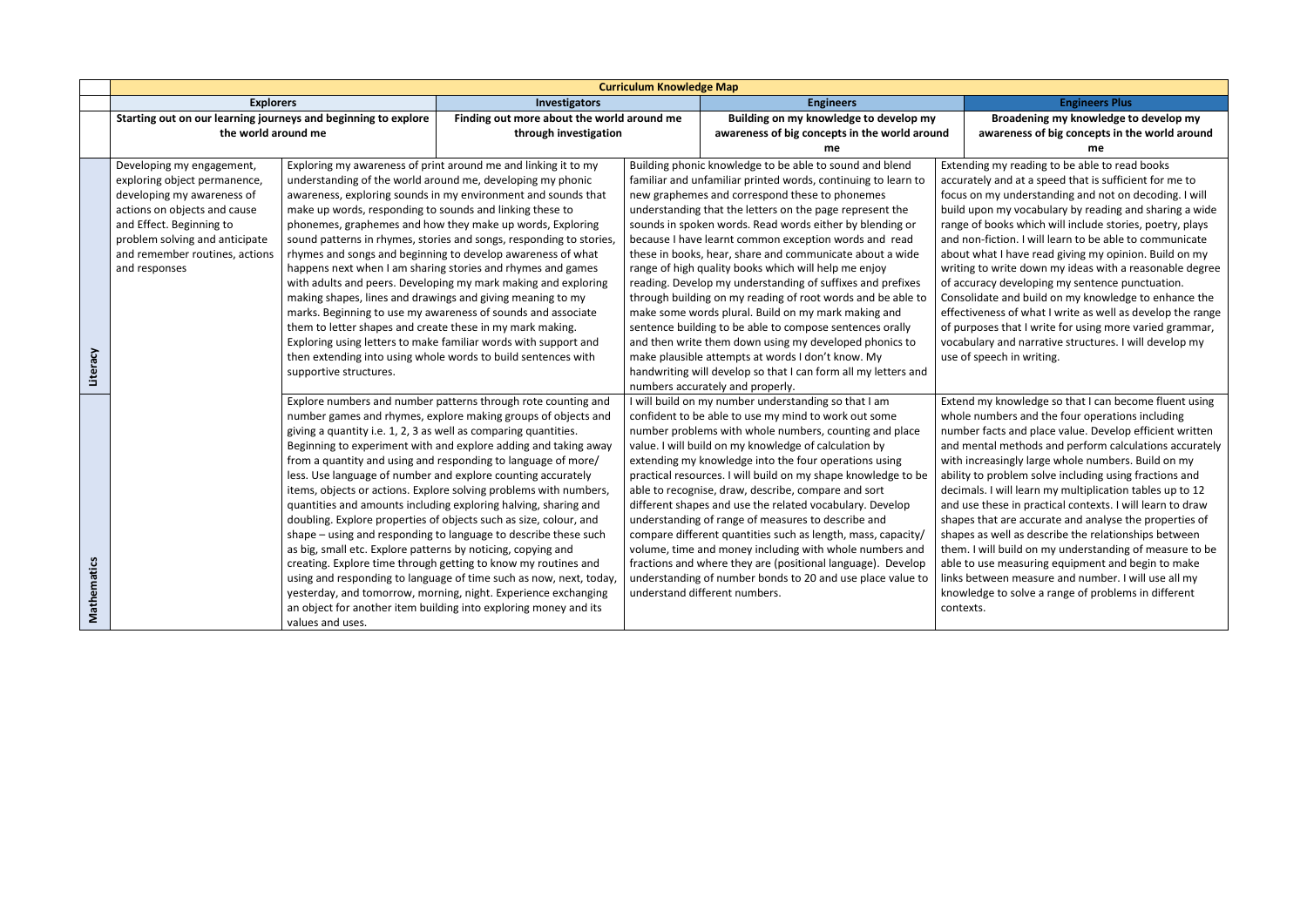# Curriculum Knowledge Map

| | Explorers | Investigators | Engineers | Engineers Plus |
|---|---|---|---|---|
| | Starting out on our learning journeys and beginning to explore the world around me | Finding out more about the world around me through investigation | Building on my knowledge to develop my awareness of big concepts in the world around me | Broadening my knowledge to develop my awareness of big concepts in the world around me |
| **Literacy** | Developing my engagement, exploring object permanence, developing my awareness of actions on objects and cause and Effect. Beginning to problem solving and anticipate and remember routines, actions and responses | Exploring my awareness of print around me and linking it to my understanding of the world around me, developing my phonic awareness, exploring sounds in my environment and sounds that make up words, responding to sounds and linking these to phonemes, graphemes and how they make up words, Exploring sound patterns in rhymes, stories and songs, responding to stories, rhymes and songs and beginning to develop awareness of what happens next when I am sharing stories and rhymes and games with adults and peers. Developing my mark making and exploring making shapes, lines and drawings and giving meaning to my marks. Beginning to use my awareness of sounds and associate them to letter shapes and create these in my mark making. Exploring using letters to make familiar words with support and then extending into using whole words to build sentences with supportive structures. | Building phonic knowledge to be able to sound and blend familiar and unfamiliar printed words, continuing to learn to new graphemes and correspond these to phonemes understanding that the letters on the page represent the sounds in spoken words. Read words either by blending or because I have learnt common exception words and read these in books, hear, share and communicate about a wide range of high quality books which will help me enjoy reading. Develop my understanding of suffixes and prefixes through building on my reading of root words and be able to make some words plural. Build on my mark making and sentence building to be able to compose sentences orally and then write them down using my developed phonics to make plausible attempts at words I don't know. My handwriting will develop so that I can form all my letters and numbers accurately and properly. | Extending my reading to be able to read books accurately and at a speed that is sufficient for me to focus on my understanding and not on decoding. I will build upon my vocabulary by reading and sharing a wide range of books which will include stories, poetry, plays and non-fiction. I will learn to be able to communicate about what I have read giving my opinion. Build on my writing to write down my ideas with a reasonable degree of accuracy developing my sentence punctuation. Consolidate and build on my knowledge to enhance the effectiveness of what I write as well as develop the range of purposes that I write for using more varied grammar, vocabulary and narrative structures. I will develop my use of speech in writing. |
| **Mathematics** | | Explore numbers and number patterns through rote counting and number games and rhymes, explore making groups of objects and giving a quantity i.e. 1, 2, 3 as well as comparing quantities. Beginning to experiment with and explore adding and taking away from a quantity and using and responding to language of more/ less. Use language of number and explore counting accurately items, objects or actions. Explore solving problems with numbers, quantities and amounts including exploring halving, sharing and doubling. Explore properties of objects such as size, colour, and shape – using and responding to language to describe these such as big, small etc. Explore patterns by noticing, copying and creating. Explore time through getting to know my routines and using and responding to language of time such as now, next, today, yesterday, and tomorrow, morning, night. Experience exchanging an object for another item building into exploring money and its values and uses. | I will build on my number understanding so that I am confident to be able to use my mind to work out some number problems with whole numbers, counting and place value. I will build on my knowledge of calculation by extending my knowledge into the four operations using practical resources. I will build on my shape knowledge to be able to recognise, draw, describe, compare and sort different shapes and use the related vocabulary. Develop understanding of range of measures to describe and compare different quantities such as length, mass, capacity/ volume, time and money including with whole numbers and fractions and where they are (positional language). Develop understanding of number bonds to 20 and use place value to understand different numbers. | Extend my knowledge so that I can become fluent using whole numbers and the four operations including number facts and place value. Develop efficient written and mental methods and perform calculations accurately with increasingly large whole numbers. Build on my ability to problem solve including using fractions and decimals. I will learn my multiplication tables up to 12 and use these in practical contexts. I will learn to draw shapes that are accurate and analyse the properties of shapes as well as describe the relationships between them. I will build on my understanding of measure to be able to use measuring equipment and begin to make links between measure and number. I will use all my knowledge to solve a range of problems in different contexts. |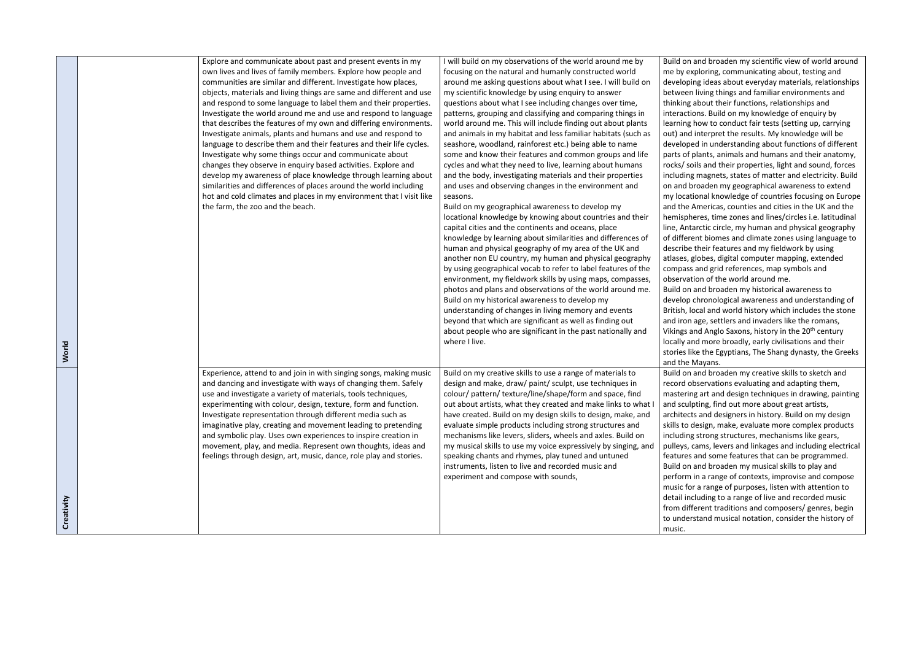| | | | | |
|---|---|---|---|---|
| World | | Explore and communicate about past and present events in my own lives and lives of family members. Explore how people and communities are similar and different. Investigate how places, objects, materials and living things are same and different and use and respond to some language to label them and their properties. Investigate the world around me and use and respond to language that describes the features of my own and differing environments. Investigate animals, plants and humans and use and respond to language to describe them and their features and their life cycles. Investigate why some things occur and communicate about changes they observe in enquiry based activities. Explore and develop my awareness of place knowledge through learning about similarities and differences of places around the world including hot and cold climates and places in my environment that I visit like the farm, the zoo and the beach. | I will build on my observations of the world around me by focusing on the natural and humanly constructed world around me asking questions about what I see. I will build on my scientific knowledge by using enquiry to answer questions about what I see including changes over time, patterns, grouping and classifying and comparing things in world around me. This will include finding out about plants and animals in my habitat and less familiar habitats (such as seashore, woodland, rainforest etc.) being able to name some and know their features and common groups and life cycles and what they need to live, learning about humans and the body, investigating materials and their properties and uses and observing changes in the environment and seasons.<br>Build on my geographical awareness to develop my locational knowledge by knowing about countries and their capital cities and the continents and oceans, place knowledge by learning about similarities and differences of human and physical geography of my area of the UK and another non EU country, my human and physical geography by using geographical vocab to refer to label features of the environment, my fieldwork skills by using maps, compasses, photos and plans and observations of the world around me.<br>Build on my historical awareness to develop my understanding of changes in living memory and events beyond that which are significant as well as finding out about people who are significant in the past nationally and where I live. | Build on and broaden my scientific view of world around me by exploring, communicating about, testing and developing ideas about everyday materials, relationships between living things and familiar environments and thinking about their functions, relationships and interactions. Build on my knowledge of enquiry by learning how to conduct fair tests (setting up, carrying out) and interpret the results. My knowledge will be developed in understanding about functions of different parts of plants, animals and humans and their anatomy, rocks/ soils and their properties, light and sound, forces including magnets, states of matter and electricity. Build on and broaden my geographical awareness to extend my locational knowledge of countries focusing on Europe and the Americas, counties and cities in the UK and the hemispheres, time zones and lines/circles i.e. latitudinal line, Antarctic circle, my human and physical geography of different biomes and climate zones using language to describe their features and my fieldwork by using atlases, globes, digital computer mapping, extended compass and grid references, map symbols and observation of the world around me.<br>Build on and broaden my historical awareness to develop chronological awareness and understanding of British, local and world history which includes the stone and iron age, settlers and invaders like the romans, Vikings and Anglo Saxons, history in the 20th century locally and more broadly, early civilisations and their stories like the Egyptians, The Shang dynasty, the Greeks and the Mayans. |
| Creativity | | Experience, attend to and join in with singing songs, making music and dancing and investigate with ways of changing them. Safely use and investigate a variety of materials, tools techniques, experimenting with colour, design, texture, form and function. Investigate representation through different media such as imaginative play, creating and movement leading to pretending and symbolic play. Uses own experiences to inspire creation in movement, play, and media. Represent own thoughts, ideas and feelings through design, art, music, dance, role play and stories. | Build on my creative skills to use a range of materials to design and make, draw/ paint/ sculpt, use techniques in colour/ pattern/ texture/line/shape/form and space, find out about artists, what they created and make links to what I have created. Build on my design skills to design, make, and evaluate simple products including strong structures and mechanisms like levers, sliders, wheels and axles. Build on my musical skills to use my voice expressively by singing, and speaking chants and rhymes, play tuned and untuned instruments, listen to live and recorded music and experiment and compose with sounds, | Build on and broaden my creative skills to sketch and record observations evaluating and adapting them, mastering art and design techniques in drawing, painting and sculpting, find out more about great artists, architects and designers in history. Build on my design skills to design, make, evaluate more complex products including strong structures, mechanisms like gears, pulleys, cams, levers and linkages and including electrical features and some features that can be programmed.<br>Build on and broaden my musical skills to play and perform in a range of contexts, improvise and compose music for a range of purposes, listen with attention to detail including to a range of live and recorded music from different traditions and composers/ genres, begin to understand musical notation, consider the history of music. |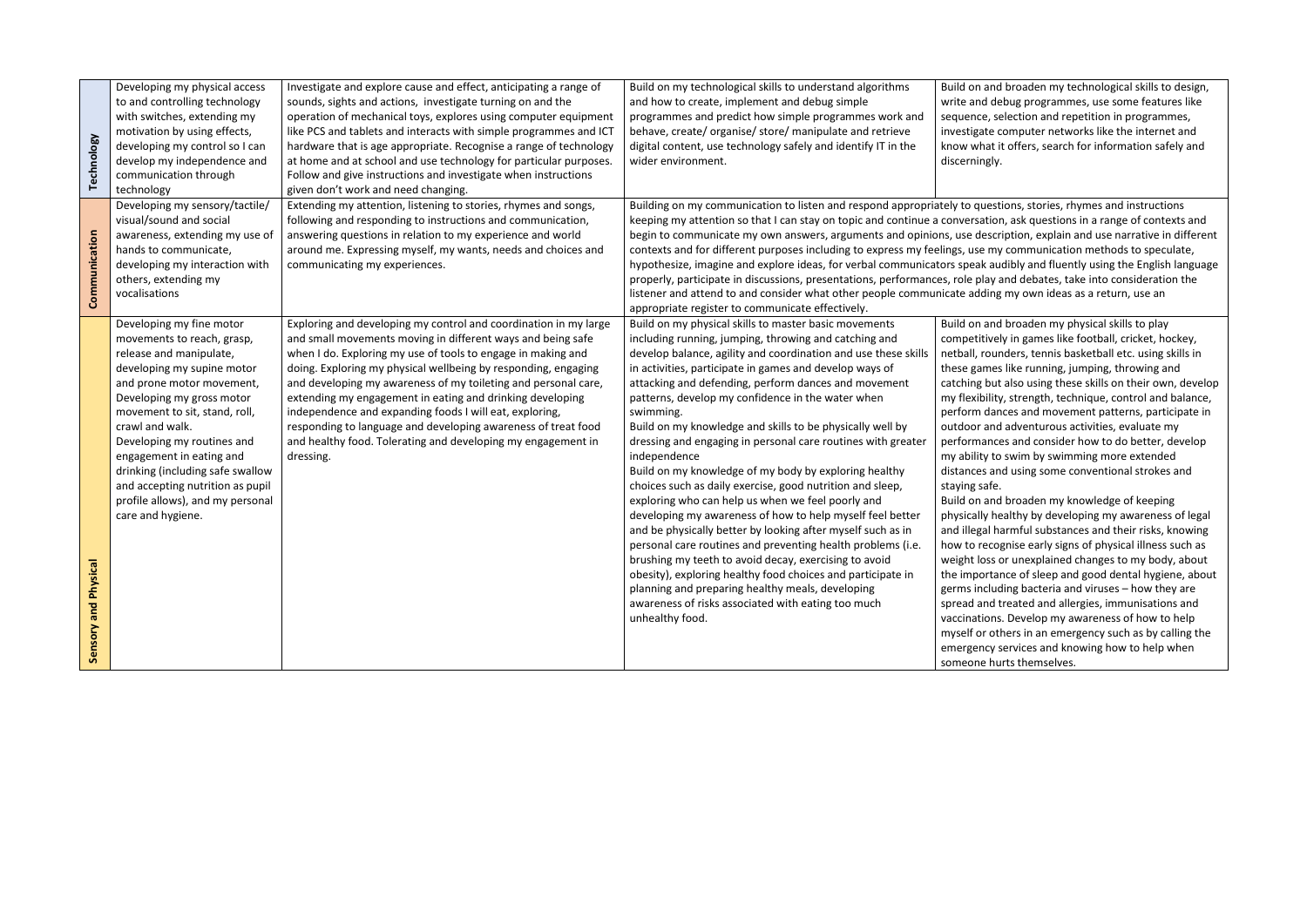| | | | | |
|---|---|---|---|---|
| **Technology** | Developing my physical access to and controlling technology with switches, extending my motivation by using effects, developing my control so I can develop my independence and communication through technology | Investigate and explore cause and effect, anticipating a range of sounds, sights and actions, investigate turning on and the operation of mechanical toys, explores using computer equipment like PCS and tablets and interacts with simple programmes and ICT hardware that is age appropriate. Recognise a range of technology at home and at school and use technology for particular purposes. Follow and give instructions and investigate when instructions given don't work and need changing. | Build on my technological skills to understand algorithms and how to create, implement and debug simple programmes and predict how simple programmes work and behave, create/ organise/ store/ manipulate and retrieve digital content, use technology safely and identify IT in the wider environment. | Build on and broaden my technological skills to design, write and debug programmes, use some features like sequence, selection and repetition in programmes, investigate computer networks like the internet and know what it offers, search for information safely and discerningly. |
| **Communication** | Developing my sensory/tactile/ visual/sound and social awareness, extending my use of hands to communicate, developing my interaction with others, extending my vocalisations | Extending my attention, listening to stories, rhymes and songs, following and responding to instructions and communication, answering questions in relation to my experience and world around me. Expressing myself, my wants, needs and choices and communicating my experiences. | Building on my communication to listen and respond appropriately to questions, stories, rhymes and instructions keeping my attention so that I can stay on topic and continue a conversation, ask questions in a range of contexts and begin to communicate my own answers, arguments and opinions, use description, explain and use narrative in different contexts and for different purposes including to express my feelings, use my communication methods to speculate, hypothesize, imagine and explore ideas, for verbal communicators speak audibly and fluently using the English language properly, participate in discussions, presentations, performances, role play and debates, take into consideration the listener and attend to and consider what other people communicate adding my own ideas as a return, use an appropriate register to communicate effectively. | |
| **Sensory and Physical** | Developing my fine motor movements to reach, grasp, release and manipulate, developing my supine motor and prone motor movement, Developing my gross motor movement to sit, stand, roll, crawl and walk.<br>Developing my routines and engagement in eating and drinking (including safe swallow and accepting nutrition as pupil profile allows), and my personal care and hygiene. | Exploring and developing my control and coordination in my large and small movements moving in different ways and being safe when I do. Exploring my use of tools to engage in making and doing. Exploring my physical wellbeing by responding, engaging and developing my awareness of my toileting and personal care, extending my engagement in eating and drinking developing independence and expanding foods I will eat, exploring, responding to language and developing awareness of treat food and healthy food. Tolerating and developing my engagement in dressing. | Build on my physical skills to master basic movements including running, jumping, throwing and catching and develop balance, agility and coordination and use these skills in activities, participate in games and develop ways of attacking and defending, perform dances and movement patterns, develop my confidence in the water when swimming.<br>Build on my knowledge and skills to be physically well by dressing and engaging in personal care routines with greater independence<br>Build on my knowledge of my body by exploring healthy choices such as daily exercise, good nutrition and sleep, exploring who can help us when we feel poorly and developing my awareness of how to help myself feel better and be physically better by looking after myself such as in personal care routines and preventing health problems (i.e. brushing my teeth to avoid decay, exercising to avoid obesity), exploring healthy food choices and participate in planning and preparing healthy meals, developing awareness of risks associated with eating too much unhealthy food. | Build on and broaden my physical skills to play competitively in games like football, cricket, hockey, netball, rounders, tennis basketball etc. using skills in these games like running, jumping, throwing and catching but also using these skills on their own, develop my flexibility, strength, technique, control and balance, perform dances and movement patterns, participate in outdoor and adventurous activities, evaluate my performances and consider how to do better, develop my ability to swim by swimming more extended distances and using some conventional strokes and staying safe.<br>Build on and broaden my knowledge of keeping physically healthy by developing my awareness of legal and illegal harmful substances and their risks, knowing how to recognise early signs of physical illness such as weight loss or unexplained changes to my body, about the importance of sleep and good dental hygiene, about germs including bacteria and viruses – how they are spread and treated and allergies, immunisations and vaccinations. Develop my awareness of how to help myself or others in an emergency such as by calling the emergency services and knowing how to help when someone hurts themselves. |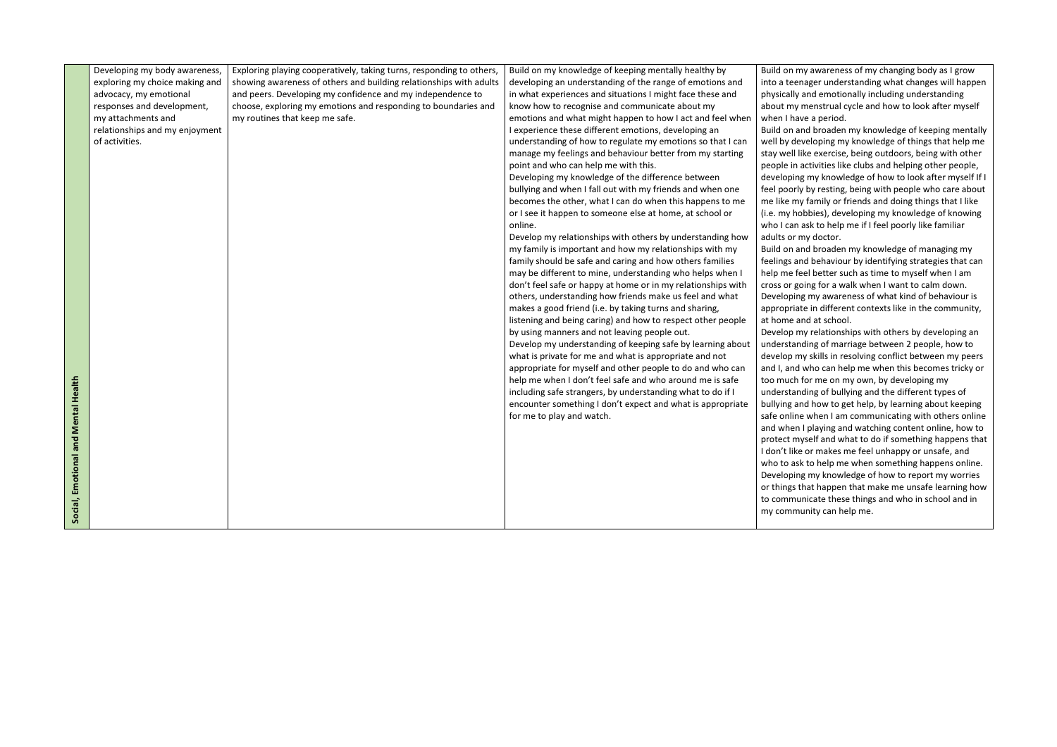| | | | | |
|---|---|---|---|---|
| **Social, Emotional and Mental Health** | Developing my body awareness, exploring my choice making and advocacy, my emotional responses and development, my attachments and relationships and my enjoyment of activities. | Exploring playing cooperatively, taking turns, responding to others, showing awareness of others and building relationships with adults and peers. Developing my confidence and my independence to choose, exploring my emotions and responding to boundaries and my routines that keep me safe. | Build on my knowledge of keeping mentally healthy by developing an understanding of the range of emotions and in what experiences and situations I might face these and know how to recognise and communicate about my emotions and what might happen to how I act and feel when I experience these different emotions, developing an understanding of how to regulate my emotions so that I can manage my feelings and behaviour better from my starting point and who can help me with this.<br>Developing my knowledge of the difference between bullying and when I fall out with my friends and when one becomes the other, what I can do when this happens to me or I see it happen to someone else at home, at school or online.<br>Develop my relationships with others by understanding how my family is important and how my relationships with my family should be safe and caring and how others families may be different to mine, understanding who helps when I don't feel safe or happy at home or in my relationships with others, understanding how friends make us feel and what makes a good friend (i.e. by taking turns and sharing, listening and being caring) and how to respect other people by using manners and not leaving people out.<br>Develop my understanding of keeping safe by learning about what is private for me and what is appropriate and not appropriate for myself and other people to do and who can help me when I don't feel safe and who around me is safe including safe strangers, by understanding what to do if I encounter something I don't expect and what is appropriate for me to play and watch. | Build on my awareness of my changing body as I grow into a teenager understanding what changes will happen physically and emotionally including understanding about my menstrual cycle and how to look after myself when I have a period.<br>Build on and broaden my knowledge of keeping mentally well by developing my knowledge of things that help me stay well like exercise, being outdoors, being with other people in activities like clubs and helping other people, developing my knowledge of how to look after myself If I feel poorly by resting, being with people who care about me like my family or friends and doing things that I like (i.e. my hobbies), developing my knowledge of knowing who I can ask to help me if I feel poorly like familiar adults or my doctor.<br>Build on and broaden my knowledge of managing my feelings and behaviour by identifying strategies that can help me feel better such as time to myself when I am cross or going for a walk when I want to calm down. Developing my awareness of what kind of behaviour is appropriate in different contexts like in the community, at home and at school.<br>Develop my relationships with others by developing an understanding of marriage between 2 people, how to develop my skills in resolving conflict between my peers and I, and who can help me when this becomes tricky or too much for me on my own, by developing my understanding of bullying and the different types of bullying and how to get help, by learning about keeping safe online when I am communicating with others online and when I playing and watching content online, how to protect myself and what to do if something happens that I don't like or makes me feel unhappy or unsafe, and who to ask to help me when something happens online. Developing my knowledge of how to report my worries or things that happen that make me unsafe learning how to communicate these things and who in school and in my community can help me. |